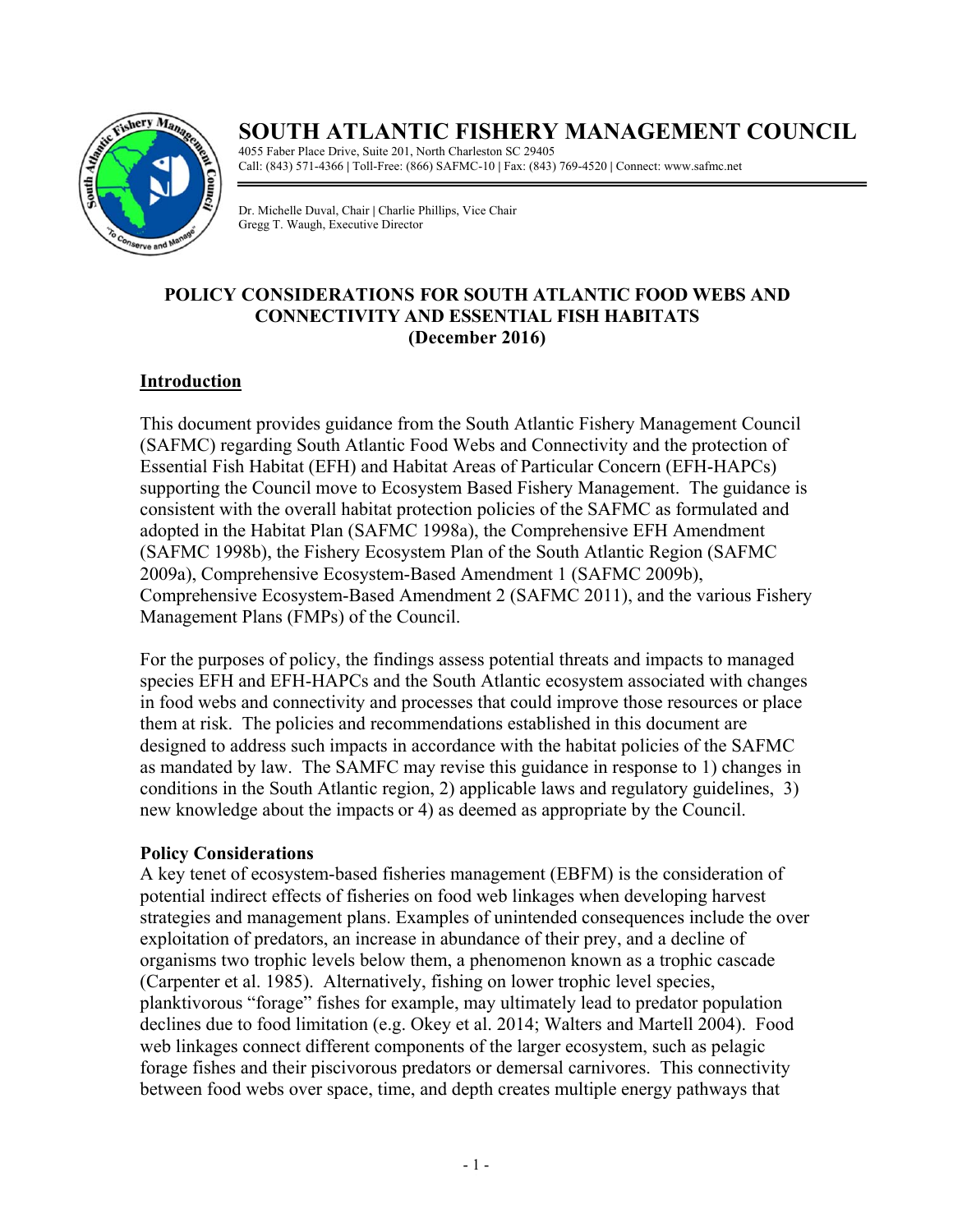# SOUTH ATLANTIC FISHERY MANAGEMENT COUNCIL

4055 Faber Place Drive, Suite 201, North Charleston SC 29405
Call: (843) 571-4366 | Toll-Free: (866) SAFMC-10 | Fax: (843) 769-4520 | Connect: www.safmc.net

Dr. Michelle Duval, Chair | Charlie Phillips, Vice Chair
Gregg T. Waugh, Executive Director

## POLICY CONSIDERATIONS FOR SOUTH ATLANTIC FOOD WEBS AND CONNECTIVITY AND ESSENTIAL FISH HABITATS (December 2016)

### Introduction

This document provides guidance from the South Atlantic Fishery Management Council (SAFMC) regarding South Atlantic Food Webs and Connectivity and the protection of Essential Fish Habitat (EFH) and Habitat Areas of Particular Concern (EFH-HAPCs) supporting the Council move to Ecosystem Based Fishery Management. The guidance is consistent with the overall habitat protection policies of the SAFMC as formulated and adopted in the Habitat Plan (SAFMC 1998a), the Comprehensive EFH Amendment (SAFMC 1998b), the Fishery Ecosystem Plan of the South Atlantic Region (SAFMC 2009a), Comprehensive Ecosystem-Based Amendment 1 (SAFMC 2009b), Comprehensive Ecosystem-Based Amendment 2 (SAFMC 2011), and the various Fishery Management Plans (FMPs) of the Council.

For the purposes of policy, the findings assess potential threats and impacts to managed species EFH and EFH-HAPCs and the South Atlantic ecosystem associated with changes in food webs and connectivity and processes that could improve those resources or place them at risk. The policies and recommendations established in this document are designed to address such impacts in accordance with the habitat policies of the SAFMC as mandated by law. The SAMFC may revise this guidance in response to 1) changes in conditions in the South Atlantic region, 2) applicable laws and regulatory guidelines, 3) new knowledge about the impacts or 4) as deemed as appropriate by the Council.

**Policy Considerations**

A key tenet of ecosystem-based fisheries management (EBFM) is the consideration of potential indirect effects of fisheries on food web linkages when developing harvest strategies and management plans. Examples of unintended consequences include the over exploitation of predators, an increase in abundance of their prey, and a decline of organisms two trophic levels below them, a phenomenon known as a trophic cascade (Carpenter et al. 1985). Alternatively, fishing on lower trophic level species, planktivorous "forage" fishes for example, may ultimately lead to predator population declines due to food limitation (e.g. Okey et al. 2014; Walters and Martell 2004). Food web linkages connect different components of the larger ecosystem, such as pelagic forage fishes and their piscivorous predators or demersal carnivores. This connectivity between food webs over space, time, and depth creates multiple energy pathways that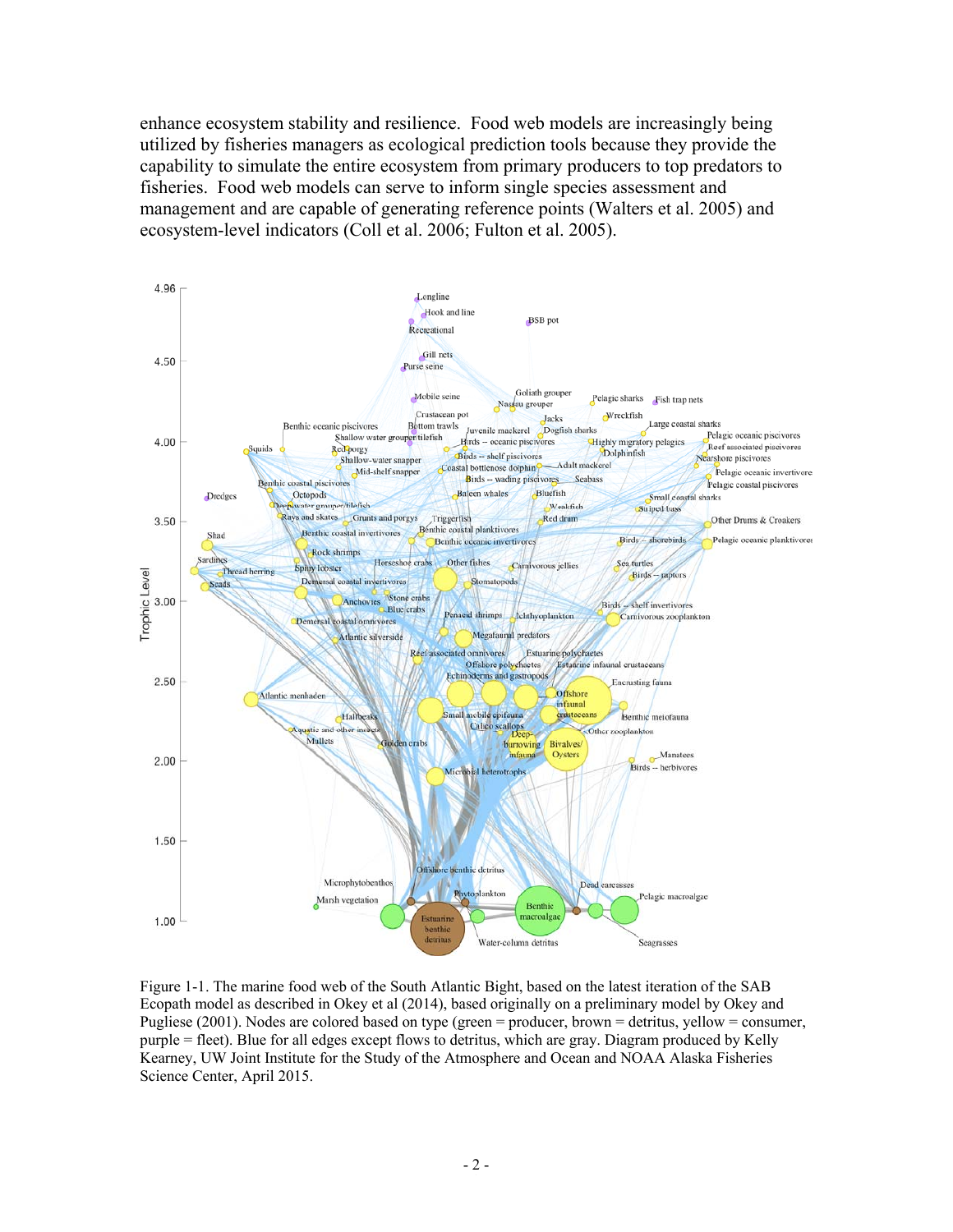enhance ecosystem stability and resilience. Food web models are increasingly being utilized by fisheries managers as ecological prediction tools because they provide the capability to simulate the entire ecosystem from primary producers to top predators to fisheries. Food web models can serve to inform single species assessment and management and are capable of generating reference points (Walters et al. 2005) and ecosystem-level indicators (Coll et al. 2006; Fulton et al. 2005).

Figure 1-1. The marine food web of the South Atlantic Bight, based on the latest iteration of the SAB Ecopath model as described in Okey et al (2014), based originally on a preliminary model by Okey and Pugliese (2001). Nodes are colored based on type (green = producer, brown = detritus, yellow = consumer, purple = fleet). Blue for all edges except flows to detritus, which are gray. Diagram produced by Kelly Kearney, UW Joint Institute for the Study of the Atmosphere and Ocean and NOAA Alaska Fisheries Science Center, April 2015.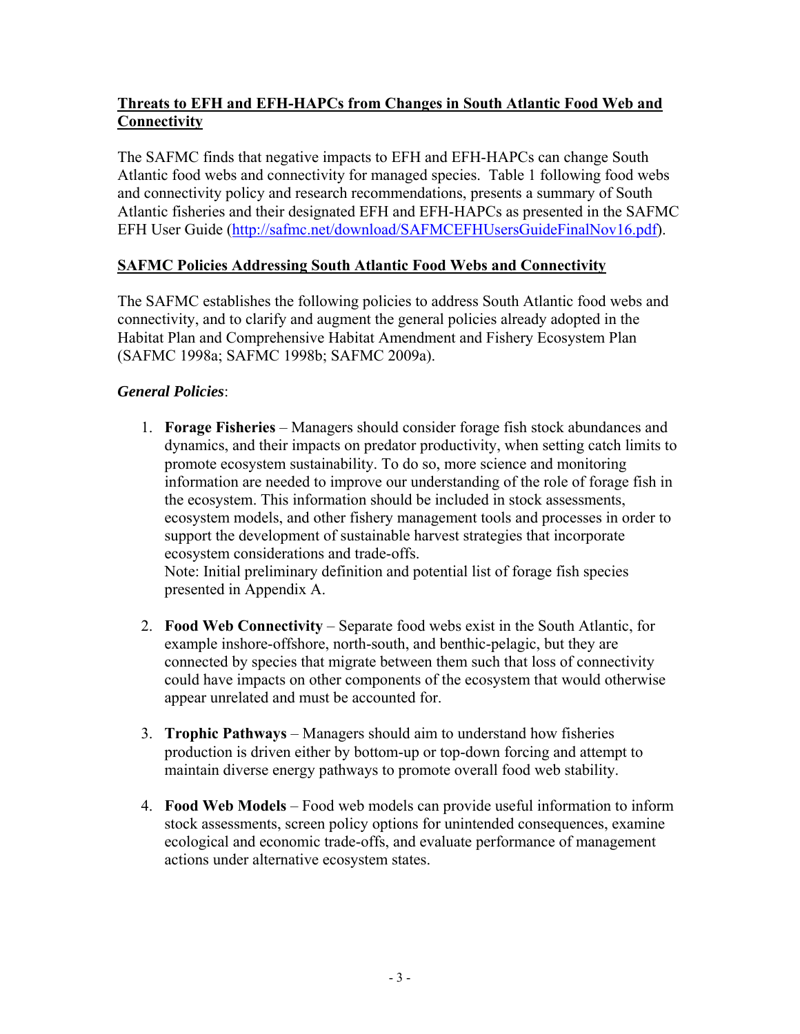## Threats to EFH and EFH-HAPCs from Changes in South Atlantic Food Web and Connectivity

The SAFMC finds that negative impacts to EFH and EFH-HAPCs can change South Atlantic food webs and connectivity for managed species. Table 1 following food webs and connectivity policy and research recommendations, presents a summary of South Atlantic fisheries and their designated EFH and EFH-HAPCs as presented in the SAFMC EFH User Guide (http://safmc.net/download/SAFMCEFHUsersGuideFinalNov16.pdf).

## SAFMC Policies Addressing South Atlantic Food Webs and Connectivity

The SAFMC establishes the following policies to address South Atlantic food webs and connectivity, and to clarify and augment the general policies already adopted in the Habitat Plan and Comprehensive Habitat Amendment and Fishery Ecosystem Plan (SAFMC 1998a; SAFMC 1998b; SAFMC 2009a).

### *General Policies*:

1. **Forage Fisheries** – Managers should consider forage fish stock abundances and dynamics, and their impacts on predator productivity, when setting catch limits to promote ecosystem sustainability. To do so, more science and monitoring information are needed to improve our understanding of the role of forage fish in the ecosystem. This information should be included in stock assessments, ecosystem models, and other fishery management tools and processes in order to support the development of sustainable harvest strategies that incorporate ecosystem considerations and trade-offs.
   Note: Initial preliminary definition and potential list of forage fish species presented in Appendix A.

2. **Food Web Connectivity** – Separate food webs exist in the South Atlantic, for example inshore-offshore, north-south, and benthic-pelagic, but they are connected by species that migrate between them such that loss of connectivity could have impacts on other components of the ecosystem that would otherwise appear unrelated and must be accounted for.

3. **Trophic Pathways** – Managers should aim to understand how fisheries production is driven either by bottom-up or top-down forcing and attempt to maintain diverse energy pathways to promote overall food web stability.

4. **Food Web Models** – Food web models can provide useful information to inform stock assessments, screen policy options for unintended consequences, examine ecological and economic trade-offs, and evaluate performance of management actions under alternative ecosystem states.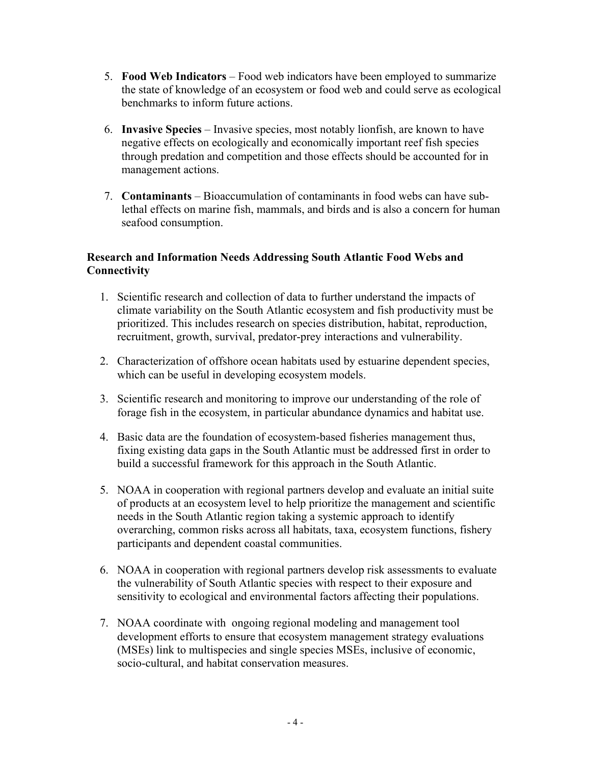5. **Food Web Indicators** – Food web indicators have been employed to summarize the state of knowledge of an ecosystem or food web and could serve as ecological benchmarks to inform future actions.

6. **Invasive Species** – Invasive species, most notably lionfish, are known to have negative effects on ecologically and economically important reef fish species through predation and competition and those effects should be accounted for in management actions.

7. **Contaminants** – Bioaccumulation of contaminants in food webs can have sub-lethal effects on marine fish, mammals, and birds and is also a concern for human seafood consumption.

**Research and Information Needs Addressing South Atlantic Food Webs and Connectivity**

1. Scientific research and collection of data to further understand the impacts of climate variability on the South Atlantic ecosystem and fish productivity must be prioritized. This includes research on species distribution, habitat, reproduction, recruitment, growth, survival, predator-prey interactions and vulnerability.

2. Characterization of offshore ocean habitats used by estuarine dependent species, which can be useful in developing ecosystem models.

3. Scientific research and monitoring to improve our understanding of the role of forage fish in the ecosystem, in particular abundance dynamics and habitat use.

4. Basic data are the foundation of ecosystem-based fisheries management thus, fixing existing data gaps in the South Atlantic must be addressed first in order to build a successful framework for this approach in the South Atlantic.

5. NOAA in cooperation with regional partners develop and evaluate an initial suite of products at an ecosystem level to help prioritize the management and scientific needs in the South Atlantic region taking a systemic approach to identify overarching, common risks across all habitats, taxa, ecosystem functions, fishery participants and dependent coastal communities.

6. NOAA in cooperation with regional partners develop risk assessments to evaluate the vulnerability of South Atlantic species with respect to their exposure and sensitivity to ecological and environmental factors affecting their populations.

7. NOAA coordinate with ongoing regional modeling and management tool development efforts to ensure that ecosystem management strategy evaluations (MSEs) link to multispecies and single species MSEs, inclusive of economic, socio-cultural, and habitat conservation measures.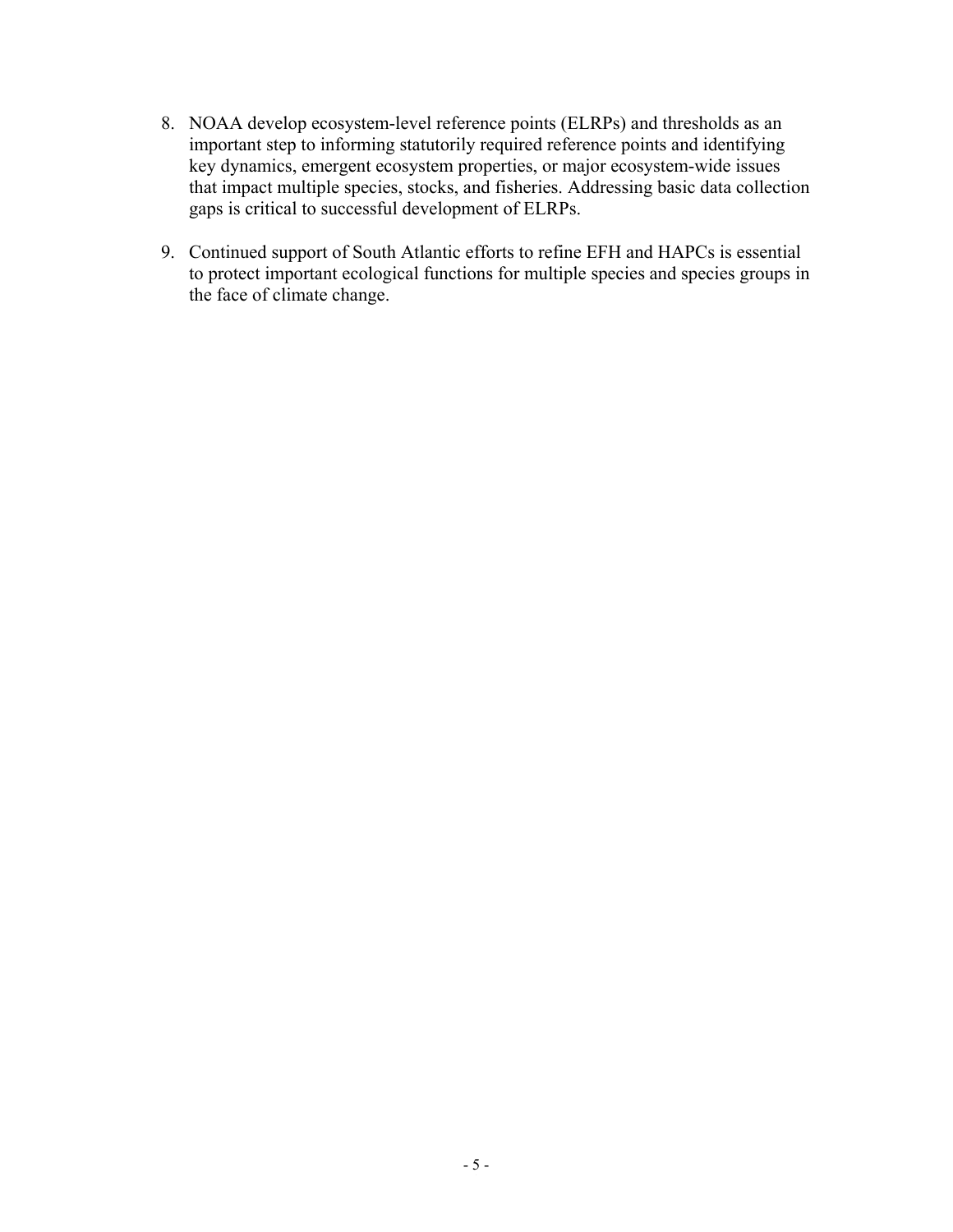8. NOAA develop ecosystem-level reference points (ELRPs) and thresholds as an important step to informing statutorily required reference points and identifying key dynamics, emergent ecosystem properties, or major ecosystem-wide issues that impact multiple species, stocks, and fisheries. Addressing basic data collection gaps is critical to successful development of ELRPs.

9. Continued support of South Atlantic efforts to refine EFH and HAPCs is essential to protect important ecological functions for multiple species and species groups in the face of climate change.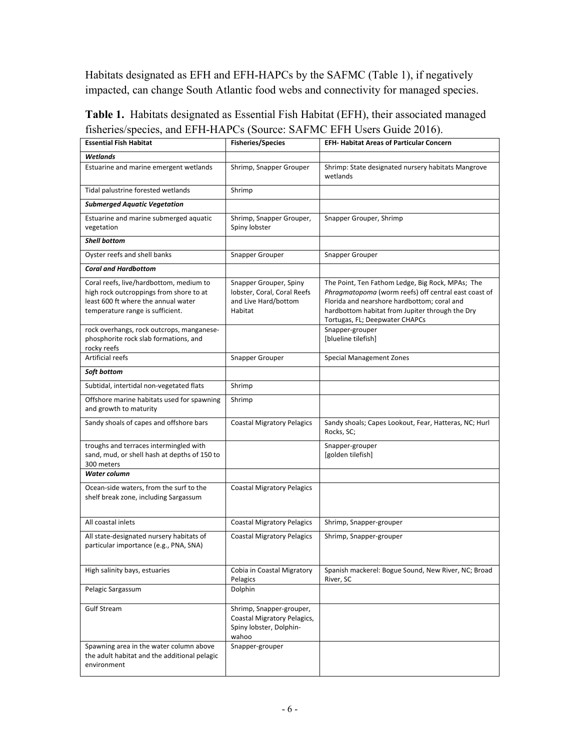Habitats designated as EFH and EFH-HAPCs by the SAFMC (Table 1), if negatively impacted, can change South Atlantic food webs and connectivity for managed species.

**Table 1.** Habitats designated as Essential Fish Habitat (EFH), their associated managed fisheries/species, and EFH-HAPCs (Source: SAFMC EFH Users Guide 2016).

| Essential Fish Habitat | Fisheries/Species | EFH- Habitat Areas of Particular Concern |
|---|---|---|
| ***Wetlands*** | | |
| Estuarine and marine emergent wetlands | Shrimp, Snapper Grouper | Shrimp: State designated nursery habitats Mangrove wetlands |
| Tidal palustrine forested wetlands | Shrimp | |
| ***Submerged Aquatic Vegetation*** | | |
| Estuarine and marine submerged aquatic vegetation | Shrimp, Snapper Grouper, Spiny lobster | Snapper Grouper, Shrimp |
| ***Shell bottom*** | | |
| Oyster reefs and shell banks | Snapper Grouper | Snapper Grouper |
| ***Coral and Hardbottom*** | | |
| Coral reefs, live/hardbottom, medium to high rock outcroppings from shore to at least 600 ft where the annual water temperature range is sufficient. | Snapper Grouper, Spiny lobster, Coral, Coral Reefs and Live Hard/bottom Habitat | The Point, Ten Fathom Ledge, Big Rock, MPAs; The *Phragmatopoma* (worm reefs) off central east coast of Florida and nearshore hardbottom; coral and hardbottom habitat from Jupiter through the Dry Tortugas, FL; Deepwater CHAPCs |
| rock overhangs, rock outcrops, manganese-phosphorite rock slab formations, and rocky reefs | | Snapper-grouper [blueline tilefish] |
| Artificial reefs | Snapper Grouper | Special Management Zones |
| ***Soft bottom*** | | |
| Subtidal, intertidal non-vegetated flats | Shrimp | |
| Offshore marine habitats used for spawning and growth to maturity | Shrimp | |
| Sandy shoals of capes and offshore bars | Coastal Migratory Pelagics | Sandy shoals; Capes Lookout, Fear, Hatteras, NC; Hurl Rocks, SC; |
| troughs and terraces intermingled with sand, mud, or shell hash at depths of 150 to 300 meters | | Snapper-grouper [golden tilefish] |
| ***Water column*** | | |
| Ocean-side waters, from the surf to the shelf break zone, including Sargassum | Coastal Migratory Pelagics | |
| All coastal inlets | Coastal Migratory Pelagics | Shrimp, Snapper-grouper |
| All state-designated nursery habitats of particular importance (e.g., PNA, SNA) | Coastal Migratory Pelagics | Shrimp, Snapper-grouper |
| High salinity bays, estuaries | Cobia in Coastal Migratory Pelagics | Spanish mackerel: Bogue Sound, New River, NC; Broad River, SC |
| Pelagic Sargassum | Dolphin | |
| Gulf Stream | Shrimp, Snapper-grouper, Coastal Migratory Pelagics, Spiny lobster, Dolphin-wahoo | |
| Spawning area in the water column above the adult habitat and the additional pelagic environment | Snapper-grouper | |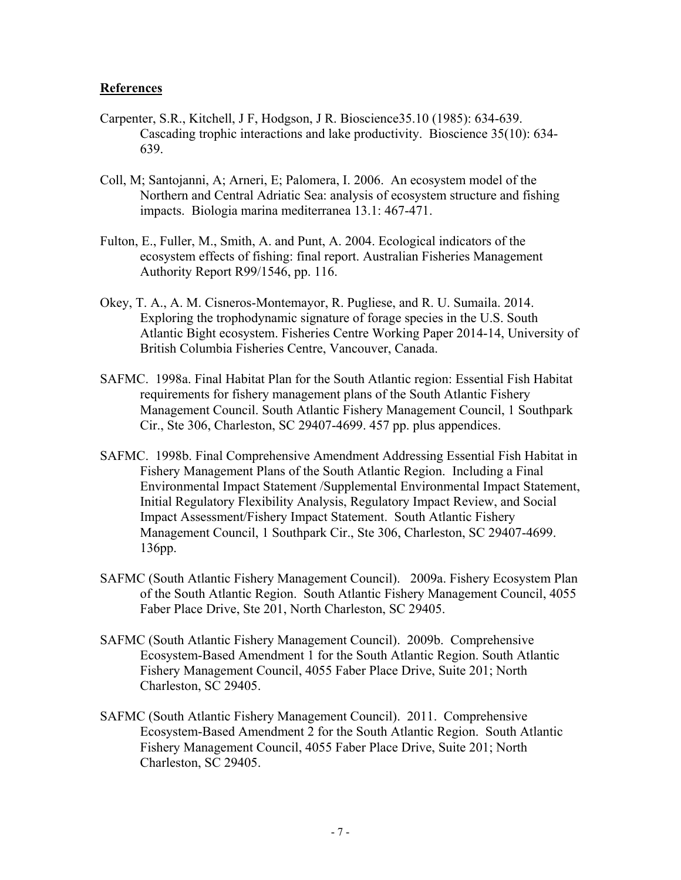## **References**

Carpenter, S.R., Kitchell, J F, Hodgson, J R. Bioscience35.10 (1985): 634-639. Cascading trophic interactions and lake productivity. Bioscience 35(10): 634-639.

Coll, M; Santojanni, A; Arneri, E; Palomera, I. 2006. An ecosystem model of the Northern and Central Adriatic Sea: analysis of ecosystem structure and fishing impacts. Biologia marina mediterranea 13.1: 467-471.

Fulton, E., Fuller, M., Smith, A. and Punt, A. 2004. Ecological indicators of the ecosystem effects of fishing: final report. Australian Fisheries Management Authority Report R99/1546, pp. 116.

Okey, T. A., A. M. Cisneros-Montemayor, R. Pugliese, and R. U. Sumaila. 2014. Exploring the trophodynamic signature of forage species in the U.S. South Atlantic Bight ecosystem. Fisheries Centre Working Paper 2014-14, University of British Columbia Fisheries Centre, Vancouver, Canada.

SAFMC. 1998a. Final Habitat Plan for the South Atlantic region: Essential Fish Habitat requirements for fishery management plans of the South Atlantic Fishery Management Council. South Atlantic Fishery Management Council, 1 Southpark Cir., Ste 306, Charleston, SC 29407-4699. 457 pp. plus appendices.

SAFMC. 1998b. Final Comprehensive Amendment Addressing Essential Fish Habitat in Fishery Management Plans of the South Atlantic Region. Including a Final Environmental Impact Statement /Supplemental Environmental Impact Statement, Initial Regulatory Flexibility Analysis, Regulatory Impact Review, and Social Impact Assessment/Fishery Impact Statement. South Atlantic Fishery Management Council, 1 Southpark Cir., Ste 306, Charleston, SC 29407-4699. 136pp.

SAFMC (South Atlantic Fishery Management Council). 2009a. Fishery Ecosystem Plan of the South Atlantic Region. South Atlantic Fishery Management Council, 4055 Faber Place Drive, Ste 201, North Charleston, SC 29405.

SAFMC (South Atlantic Fishery Management Council). 2009b. Comprehensive Ecosystem-Based Amendment 1 for the South Atlantic Region. South Atlantic Fishery Management Council, 4055 Faber Place Drive, Suite 201; North Charleston, SC 29405.

SAFMC (South Atlantic Fishery Management Council). 2011. Comprehensive Ecosystem-Based Amendment 2 for the South Atlantic Region. South Atlantic Fishery Management Council, 4055 Faber Place Drive, Suite 201; North Charleston, SC 29405.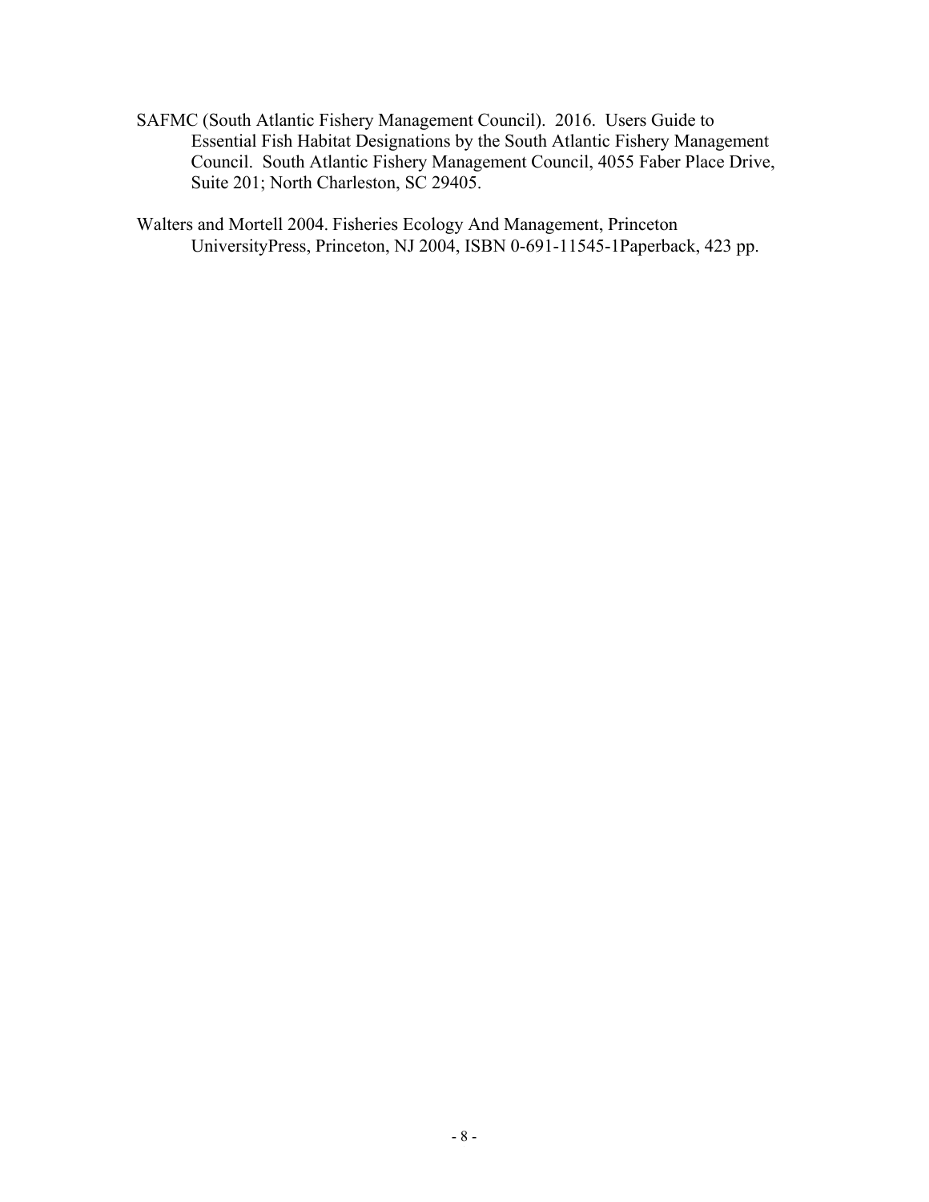SAFMC (South Atlantic Fishery Management Council). 2016. Users Guide to Essential Fish Habitat Designations by the South Atlantic Fishery Management Council. South Atlantic Fishery Management Council, 4055 Faber Place Drive, Suite 201; North Charleston, SC 29405.

Walters and Mortell 2004. Fisheries Ecology And Management, Princeton UniversityPress, Princeton, NJ 2004, ISBN 0-691-11545-1Paperback, 423 pp.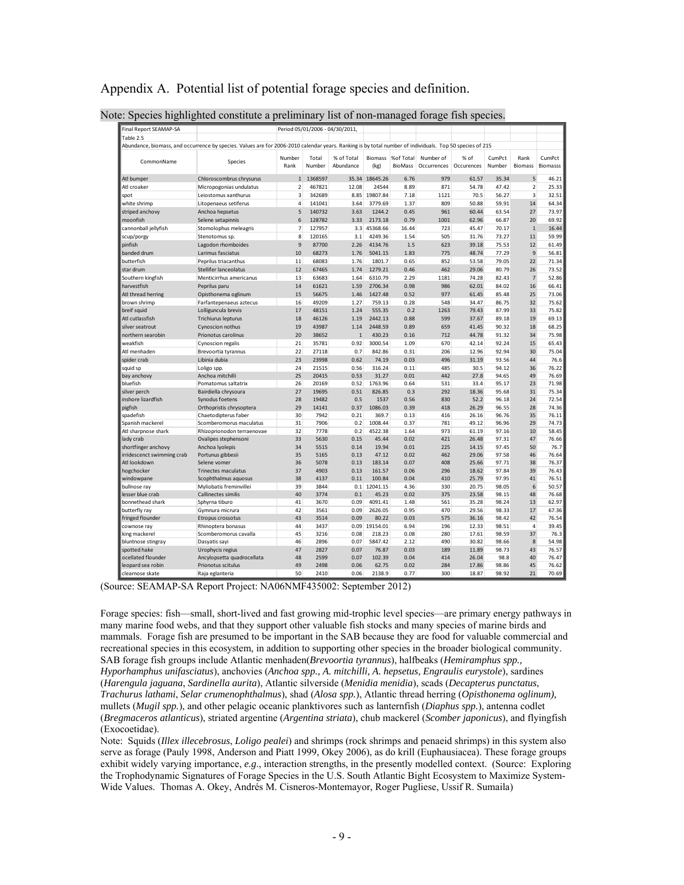# Appendix A. Potential list of potential forage species and definition.

Note: Species highlighted constitute a preliminary list of non-managed forage fish species.

| Final Report SEAMAP-SA | | Period 05/01/2006 - 04/30/2011, | | | | | | | | | |
|---|---|---|---|---|---|---|---|---|---|---|---|
| Table 2.5 | | | | | | | | | | | |
| Abundance, biomass, and occurrence by species. Values are for 2006-2010 calendar years. Ranking is by total number of individuals. Top 50 species of 215 | | | | | | | | | | | |
| CommonName | Species | Number Rank | Total Number | % of Total Abundance | Biomass (kg) | %of Total BioMass | Number of Occurrences | % of Occurences | CumPct Number | Rank Biomass | CumPct Biomasss |
| Atl bumper | Chloroscombrus chrysurus | 1 | 1368597 | 35.34 | 18645.26 | 6.76 | 979 | 61.57 | 35.34 | 5 | 46.21 |
| Atl croaker | Micropogonias undulatus | 2 | 467821 | 12.08 | 24544 | 8.89 | 871 | 54.78 | 47.42 | 2 | 25.33 |
| spot | Leiostomus xanthurus | 3 | 342689 | 8.85 | 19807.84 | 7.18 | 1121 | 70.5 | 56.27 | 3 | 32.51 |
| white shrimp | Litopenaeus setiferus | 4 | 141041 | 3.64 | 3779.69 | 1.37 | 809 | 50.88 | 59.91 | 14 | 64.34 |
| striped anchovy | Anchoa hepsetus | 5 | 140732 | 3.63 | 1244.2 | 0.45 | 961 | 60.44 | 63.54 | 27 | 73.97 |
| moonfish | Selene setapinnis | 6 | 128782 | 3.33 | 2173.18 | 0.79 | 1001 | 62.96 | 66.87 | 20 | 69.92 |
| cannonball jellyfish | Stomolophus meleagris | 7 | 127957 | 3.3 | 45368.66 | 16.44 | 723 | 45.47 | 70.17 | 1 | 16.44 |
| scup/porgy | Stenotomus sp. | 8 | 120165 | 3.1 | 4249.36 | 1.54 | 505 | 31.76 | 73.27 | 11 | 59.99 |
| pinfish | Lagodon rhomboides | 9 | 87700 | 2.26 | 4134.76 | 1.5 | 623 | 39.18 | 75.53 | 12 | 61.49 |
| banded drum | Larimus fasciatus | 10 | 68273 | 1.76 | 5041.15 | 1.83 | 775 | 48.74 | 77.29 | 9 | 56.81 |
| butterfish | Peprilus triacanthus | 11 | 68083 | 1.76 | 1801.7 | 0.65 | 852 | 53.58 | 79.05 | 22 | 71.34 |
| star drum | Stellifer lanceolatus | 12 | 67465 | 1.74 | 1279.21 | 0.46 | 462 | 29.06 | 80.79 | 26 | 73.52 |
| Southern kingfish | Menticirrhus americanus | 13 | 63683 | 1.64 | 6310.79 | 2.29 | 1181 | 74.28 | 82.43 | 7 | 52.86 |
| harvestfish | Peprilus paru | 14 | 61621 | 1.59 | 2706.34 | 0.98 | 986 | 62.01 | 84.02 | 16 | 66.41 |
| Atl thread herring | Opisthonema oglinum | 15 | 56675 | 1.46 | 1427.48 | 0.52 | 977 | 61.45 | 85.48 | 25 | 73.06 |
| brown shrimp | Farfantepenaeus aztecus | 16 | 49209 | 1.27 | 759.13 | 0.28 | 548 | 34.47 | 86.75 | 32 | 75.62 |
| breif squid | Lolliguncula brevis | 17 | 48151 | 1.24 | 555.35 | 0.2 | 1263 | 79.43 | 87.99 | 33 | 75.82 |
| Atl cutlassfish | Trichiurus lepturus | 18 | 46126 | 1.19 | 2442.13 | 0.88 | 599 | 37.67 | 89.18 | 19 | 69.13 |
| silver seatrout | Cynoscion nothus | 19 | 43987 | 1.14 | 2448.59 | 0.89 | 659 | 41.45 | 90.32 | 18 | 68.25 |
| northern searobin | Prionotus carolinus | 20 | 38652 | 1 | 430.23 | 0.16 | 712 | 44.78 | 91.32 | 34 | 75.98 |
| weakfish | Cynoscion regalis | 21 | 35781 | 0.92 | 3000.54 | 1.09 | 670 | 42.14 | 92.24 | 15 | 65.43 |
| Atl menhaden | Brevoortia tyrannus | 22 | 27118 | 0.7 | 842.86 | 0.31 | 206 | 12.96 | 92.94 | 30 | 75.04 |
| spider crab | Libinia dubia | 23 | 23998 | 0.62 | 74.19 | 0.03 | 496 | 31.19 | 93.56 | 44 | 76.6 |
| squid sp | Loligo spp. | 24 | 21515 | 0.56 | 316.24 | 0.11 | 485 | 30.5 | 94.12 | 36 | 76.22 |
| bay anchovy | Anchoa mitchilli | 25 | 20415 | 0.53 | 31.27 | 0.01 | 442 | 27.8 | 94.65 | 49 | 76.69 |
| bluefish | Pomatomus saltatrix | 26 | 20169 | 0.52 | 1763.96 | 0.64 | 531 | 33.4 | 95.17 | 23 | 71.98 |
| silver perch | Bairdiella chrysoura | 27 | 19695 | 0.51 | 826.85 | 0.3 | 292 | 18.36 | 95.68 | 31 | 75.34 |
| inshore lizardfish | Synodus foetens | 28 | 19482 | 0.5 | 1537 | 0.56 | 830 | 52.2 | 96.18 | 24 | 72.54 |
| pigfish | Orthopristis chrysoptera | 29 | 14141 | 0.37 | 1086.03 | 0.39 | 418 | 26.29 | 96.55 | 28 | 74.36 |
| spadefish | Chaetodipterus faber | 30 | 7942 | 0.21 | 369.7 | 0.13 | 416 | 26.16 | 96.76 | 35 | 76.11 |
| Spanish mackerel | Scomberomorus maculatus | 31 | 7906 | 0.2 | 1008.44 | 0.37 | 781 | 49.12 | 96.96 | 29 | 74.73 |
| Atl sharpnose shark | Rhizoprionodon terraenovae | 32 | 7778 | 0.2 | 4522.38 | 1.64 | 973 | 61.19 | 97.16 | 10 | 58.45 |
| lady crab | Ovalipes stephensoni | 33 | 5630 | 0.15 | 45.44 | 0.02 | 421 | 26.48 | 97.31 | 47 | 76.66 |
| shortfinger anchovy | Anchoa lyolepis | 34 | 5515 | 0.14 | 19.94 | 0.01 | 225 | 14.15 | 97.45 | 50 | 76.7 |
| irridescenct swimming crab | Portunus gibbesii | 35 | 5165 | 0.13 | 47.12 | 0.02 | 462 | 29.06 | 97.58 | 46 | 76.64 |
| Atl lookdown | Selene vomer | 36 | 5078 | 0.13 | 183.14 | 0.07 | 408 | 25.66 | 97.71 | 38 | 76.37 |
| hogchocker | Trinectes maculatus | 37 | 4903 | 0.13 | 161.57 | 0.06 | 296 | 18.62 | 97.84 | 39 | 76.43 |
| windowpane | Scophthalmus aquosus | 38 | 4137 | 0.11 | 100.84 | 0.04 | 410 | 25.79 | 97.95 | 41 | 76.51 |
| bullnose ray | Myliobatis freminvillei | 39 | 3844 | 0.1 | 12041.15 | 4.36 | 330 | 20.75 | 98.05 | 6 | 50.57 |
| lesser blue crab | Callinectes similis | 40 | 3774 | 0.1 | 45.23 | 0.02 | 375 | 23.58 | 98.15 | 48 | 76.68 |
| bonnethead shark | Sphyrna tiburo | 41 | 3670 | 0.09 | 4091.41 | 1.48 | 561 | 35.28 | 98.24 | 13 | 62.97 |
| butterfly ray | Gymnura micrura | 42 | 3561 | 0.09 | 2626.05 | 0.95 | 470 | 29.56 | 98.33 | 17 | 67.36 |
| fringed flounder | Etropus crossotus | 43 | 3514 | 0.09 | 80.22 | 0.03 | 575 | 36.16 | 98.42 | 42 | 76.54 |
| cownose ray | Rhinoptera bonasus | 44 | 3437 | 0.09 | 19154.01 | 6.94 | 196 | 12.33 | 98.51 | 4 | 39.45 |
| king mackerel | Scomberomorus cavalla | 45 | 3216 | 0.08 | 218.23 | 0.08 | 280 | 17.61 | 98.59 | 37 | 76.3 |
| bluntnose stingray | Dasyatis sayi | 46 | 2896 | 0.07 | 5847.42 | 2.12 | 490 | 30.82 | 98.66 | 8 | 54.98 |
| spotted hake | Urophycis regius | 47 | 2827 | 0.07 | 76.87 | 0.03 | 189 | 11.89 | 98.73 | 43 | 76.57 |
| ocellated flounder | Ancylopsetta quadrocellata | 48 | 2599 | 0.07 | 102.39 | 0.04 | 414 | 26.04 | 98.8 | 40 | 76.47 |
| leopard sea robin | Prionotus scitulus | 49 | 2498 | 0.06 | 62.75 | 0.02 | 284 | 17.86 | 98.86 | 45 | 76.62 |
| clearnose skate | Raja eglanteria | 50 | 2410 | 0.06 | 2138.9 | 0.77 | 300 | 18.87 | 98.92 | 21 | 70.69 |

(Source: SEAMAP-SA Report Project: NA06NMF435002: September 2012)

Forage species: fish—small, short-lived and fast growing mid-trophic level species—are primary energy pathways in many marine food webs, and that they support other valuable fish stocks and many species of marine birds and mammals. Forage fish are presumed to be important in the SAB because they are food for valuable commercial and recreational species in this ecosystem, in addition to supporting other species in the broader biological community. SAB forage fish groups include Atlantic menhaden(*Brevoortia tyrannus*), halfbeaks (*Hemiramphus spp., Hyporhamphus unifasciatus*), anchovies (*Anchoa spp., A. mitchilli, A. hepsetus, Engraulis eurystole*), sardines (*Harengula jaguana*, *Sardinella aurita*), Atlantic silverside (*Menidia menidia*), scads (*Decapterus punctatus*, *Trachurus lathami*, *Selar crumenophthalmus*), shad (*Alosa spp.*), Atlantic thread herring (*Opisthonema oglinum),* mullets (*Mugil spp.*), and other pelagic oceanic planktivores such as lanternfish (*Diaphus spp.*), antenna codlet (*Bregmaceros atlanticus*), striated argentine (*Argentina striata*), chub mackerel (*Scomber japonicus*), and flyingfish (Exocoetidae).

Note: Squids (*Illex illecebrosus*, *Loligo pealei*) and shrimps (rock shrimps and penaeid shrimps) in this system also serve as forage (Pauly 1998, Anderson and Piatt 1999, Okey 2006), as do krill (Euphausiacea). These forage groups exhibit widely varying importance, *e.g*., interaction strengths, in the presently modelled context. (Source: Exploring the Trophodynamic Signatures of Forage Species in the U.S. South Atlantic Bight Ecosystem to Maximize System-Wide Values. Thomas A. Okey, Andrés M. Cisneros-Montemayor, Roger Pugliese, Ussif R. Sumaila)